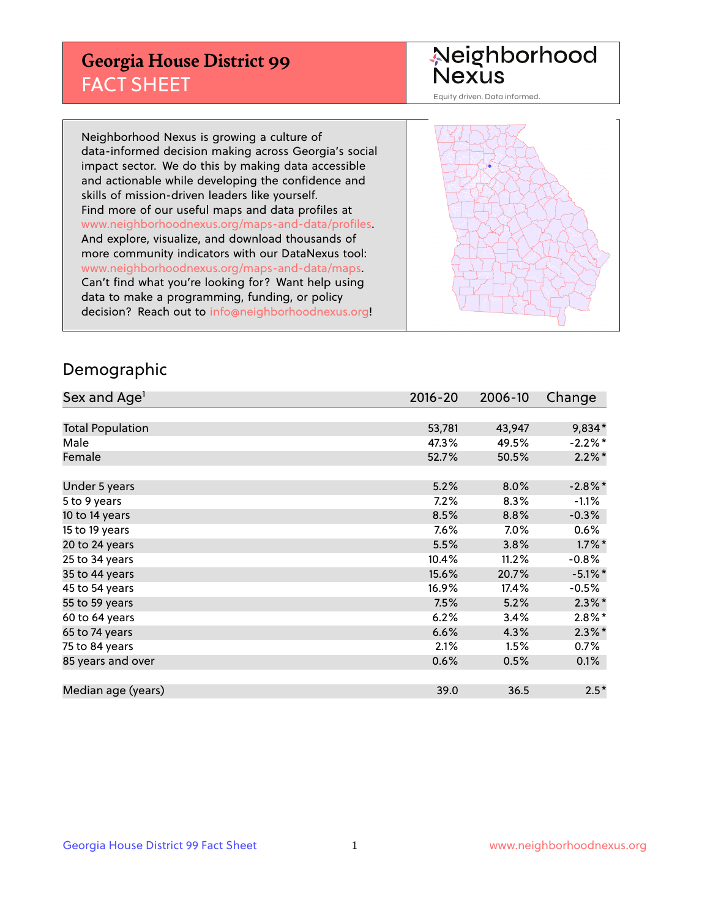# Georgia House District 99
## FACT SHEET

Neighborhood Nexus

Equity driven. Data informed.

Neighborhood Nexus is growing a culture of data-informed decision making across Georgia's social impact sector. We do this by making data accessible and actionable while developing the confidence and skills of mission-driven leaders like yourself. Find more of our useful maps and data profiles at www.neighborhoodnexus.org/maps-and-data/profiles. And explore, visualize, and download thousands of more community indicators with our DataNexus tool: www.neighborhoodnexus.org/maps-and-data/maps. Can't find what you're looking for? Want help using data to make a programming, funding, or policy decision? Reach out to info@neighborhoodnexus.org!

## Demographic

| Sex and Age[1] | 2016-20 | 2006-10 | Change |
|---|---|---|---|
| Total Population | 53,781 | 43,947 | 9,834* |
| Male | 47.3% | 49.5% | -2.2%* |
| Female | 52.7% | 50.5% | 2.2%* |
| | | | |
| Under 5 years | 5.2% | 8.0% | -2.8%* |
| 5 to 9 years | 7.2% | 8.3% | -1.1% |
| 10 to 14 years | 8.5% | 8.8% | -0.3% |
| 15 to 19 years | 7.6% | 7.0% | 0.6% |
| 20 to 24 years | 5.5% | 3.8% | 1.7%* |
| 25 to 34 years | 10.4% | 11.2% | -0.8% |
| 35 to 44 years | 15.6% | 20.7% | -5.1%* |
| 45 to 54 years | 16.9% | 17.4% | -0.5% |
| 55 to 59 years | 7.5% | 5.2% | 2.3%* |
| 60 to 64 years | 6.2% | 3.4% | 2.8%* |
| 65 to 74 years | 6.6% | 4.3% | 2.3%* |
| 75 to 84 years | 2.1% | 1.5% | 0.7% |
| 85 years and over | 0.6% | 0.5% | 0.1% |
| | | | |
| Median age (years) | 39.0 | 36.5 | 2.5* |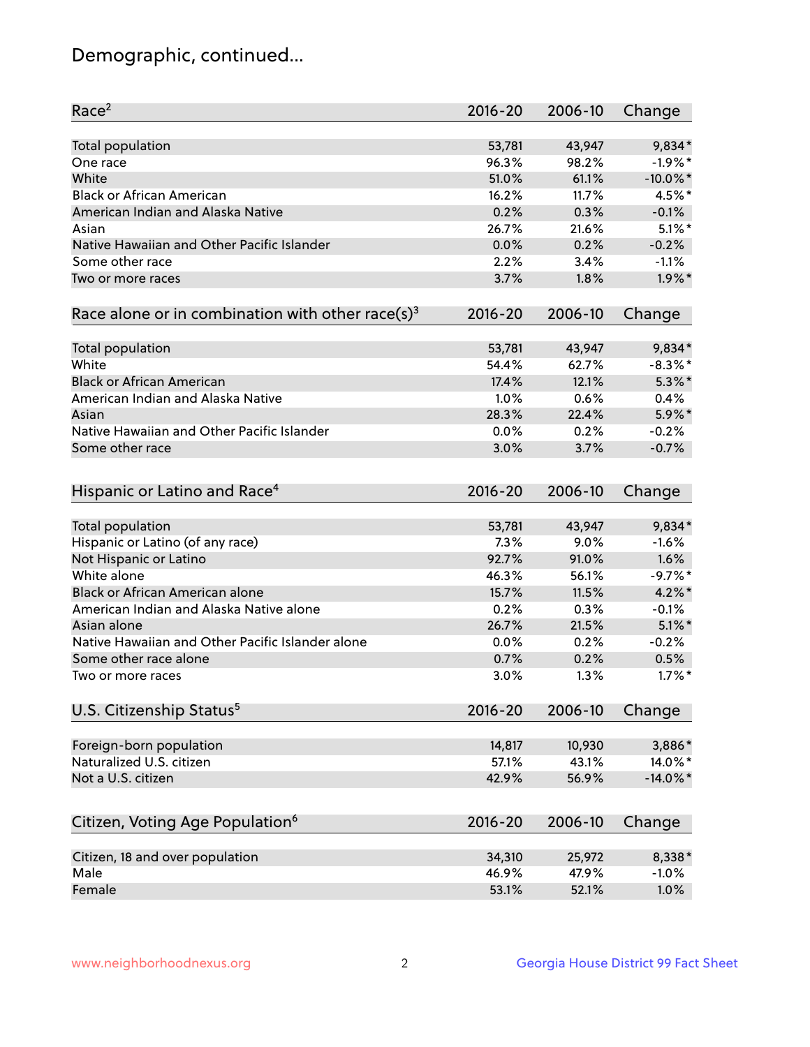# Demographic, continued...

| Race[2] | 2016-20 | 2006-10 | Change |
|---|---|---|---|
| Total population | 53,781 | 43,947 | 9,834* |
| One race | 96.3% | 98.2% | -1.9%* |
| White | 51.0% | 61.1% | -10.0%* |
| Black or African American | 16.2% | 11.7% | 4.5%* |
| American Indian and Alaska Native | 0.2% | 0.3% | -0.1% |
| Asian | 26.7% | 21.6% | 5.1%* |
| Native Hawaiian and Other Pacific Islander | 0.0% | 0.2% | -0.2% |
| Some other race | 2.2% | 3.4% | -1.1% |
| Two or more races | 3.7% | 1.8% | 1.9%* |

| Race alone or in combination with other race(s)[3] | 2016-20 | 2006-10 | Change |
|---|---|---|---|
| Total population | 53,781 | 43,947 | 9,834* |
| White | 54.4% | 62.7% | -8.3%* |
| Black or African American | 17.4% | 12.1% | 5.3%* |
| American Indian and Alaska Native | 1.0% | 0.6% | 0.4% |
| Asian | 28.3% | 22.4% | 5.9%* |
| Native Hawaiian and Other Pacific Islander | 0.0% | 0.2% | -0.2% |
| Some other race | 3.0% | 3.7% | -0.7% |

| Hispanic or Latino and Race[4] | 2016-20 | 2006-10 | Change |
|---|---|---|---|
| Total population | 53,781 | 43,947 | 9,834* |
| Hispanic or Latino (of any race) | 7.3% | 9.0% | -1.6% |
| Not Hispanic or Latino | 92.7% | 91.0% | 1.6% |
| White alone | 46.3% | 56.1% | -9.7%* |
| Black or African American alone | 15.7% | 11.5% | 4.2%* |
| American Indian and Alaska Native alone | 0.2% | 0.3% | -0.1% |
| Asian alone | 26.7% | 21.5% | 5.1%* |
| Native Hawaiian and Other Pacific Islander alone | 0.0% | 0.2% | -0.2% |
| Some other race alone | 0.7% | 0.2% | 0.5% |
| Two or more races | 3.0% | 1.3% | 1.7%* |

| U.S. Citizenship Status[5] | 2016-20 | 2006-10 | Change |
|---|---|---|---|
| Foreign-born population | 14,817 | 10,930 | 3,886* |
| Naturalized U.S. citizen | 57.1% | 43.1% | 14.0%* |
| Not a U.S. citizen | 42.9% | 56.9% | -14.0%* |

| Citizen, Voting Age Population[6] | 2016-20 | 2006-10 | Change |
|---|---|---|---|
| Citizen, 18 and over population | 34,310 | 25,972 | 8,338* |
| Male | 46.9% | 47.9% | -1.0% |
| Female | 53.1% | 52.1% | 1.0% |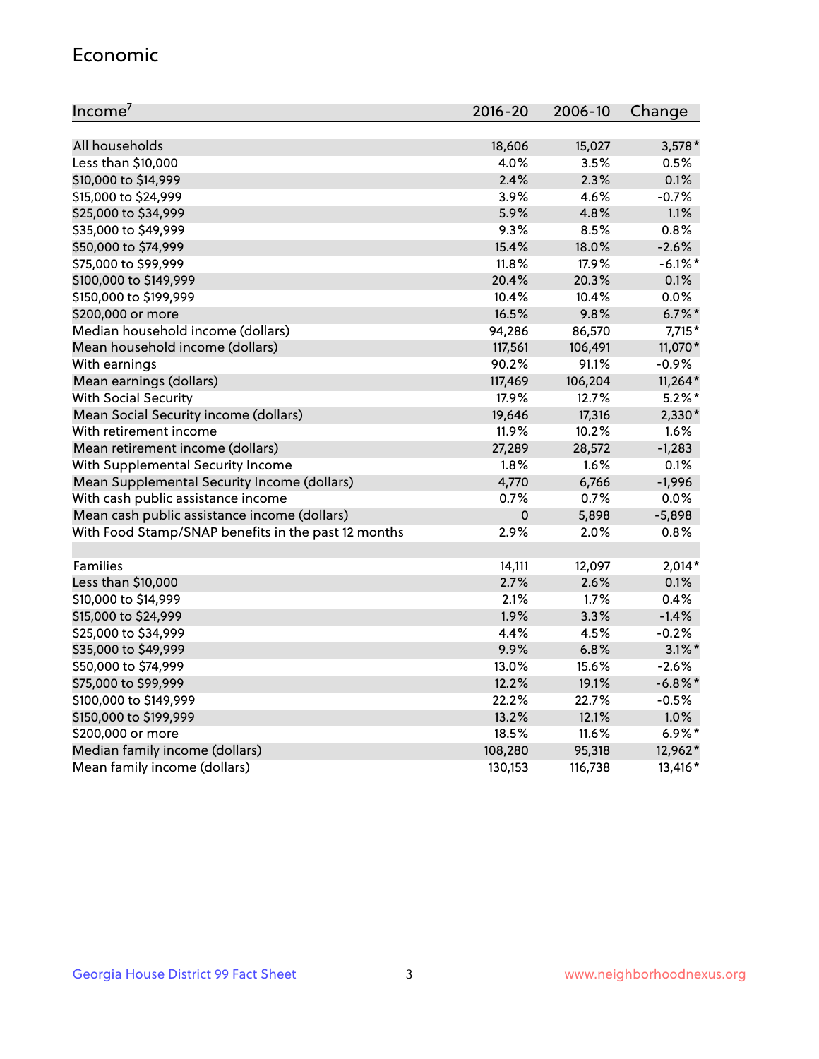# Economic

| Income[7] | 2016-20 | 2006-10 | Change |
|---|---|---|---|
| All households | 18,606 | 15,027 | 3,578* |
| Less than $10,000 | 4.0% | 3.5% | 0.5% |
| $10,000 to $14,999 | 2.4% | 2.3% | 0.1% |
| $15,000 to $24,999 | 3.9% | 4.6% | -0.7% |
| $25,000 to $34,999 | 5.9% | 4.8% | 1.1% |
| $35,000 to $49,999 | 9.3% | 8.5% | 0.8% |
| $50,000 to $74,999 | 15.4% | 18.0% | -2.6% |
| $75,000 to $99,999 | 11.8% | 17.9% | -6.1%* |
| $100,000 to $149,999 | 20.4% | 20.3% | 0.1% |
| $150,000 to $199,999 | 10.4% | 10.4% | 0.0% |
| $200,000 or more | 16.5% | 9.8% | 6.7%* |
| Median household income (dollars) | 94,286 | 86,570 | 7,715* |
| Mean household income (dollars) | 117,561 | 106,491 | 11,070* |
| With earnings | 90.2% | 91.1% | -0.9% |
| Mean earnings (dollars) | 117,469 | 106,204 | 11,264* |
| With Social Security | 17.9% | 12.7% | 5.2%* |
| Mean Social Security income (dollars) | 19,646 | 17,316 | 2,330* |
| With retirement income | 11.9% | 10.2% | 1.6% |
| Mean retirement income (dollars) | 27,289 | 28,572 | -1,283 |
| With Supplemental Security Income | 1.8% | 1.6% | 0.1% |
| Mean Supplemental Security Income (dollars) | 4,770 | 6,766 | -1,996 |
| With cash public assistance income | 0.7% | 0.7% | 0.0% |
| Mean cash public assistance income (dollars) | 0 | 5,898 | -5,898 |
| With Food Stamp/SNAP benefits in the past 12 months | 2.9% | 2.0% | 0.8% |
| | | | |
| Families | 14,111 | 12,097 | 2,014* |
| Less than $10,000 | 2.7% | 2.6% | 0.1% |
| $10,000 to $14,999 | 2.1% | 1.7% | 0.4% |
| $15,000 to $24,999 | 1.9% | 3.3% | -1.4% |
| $25,000 to $34,999 | 4.4% | 4.5% | -0.2% |
| $35,000 to $49,999 | 9.9% | 6.8% | 3.1%* |
| $50,000 to $74,999 | 13.0% | 15.6% | -2.6% |
| $75,000 to $99,999 | 12.2% | 19.1% | -6.8%* |
| $100,000 to $149,999 | 22.2% | 22.7% | -0.5% |
| $150,000 to $199,999 | 13.2% | 12.1% | 1.0% |
| $200,000 or more | 18.5% | 11.6% | 6.9%* |
| Median family income (dollars) | 108,280 | 95,318 | 12,962* |
| Mean family income (dollars) | 130,153 | 116,738 | 13,416* |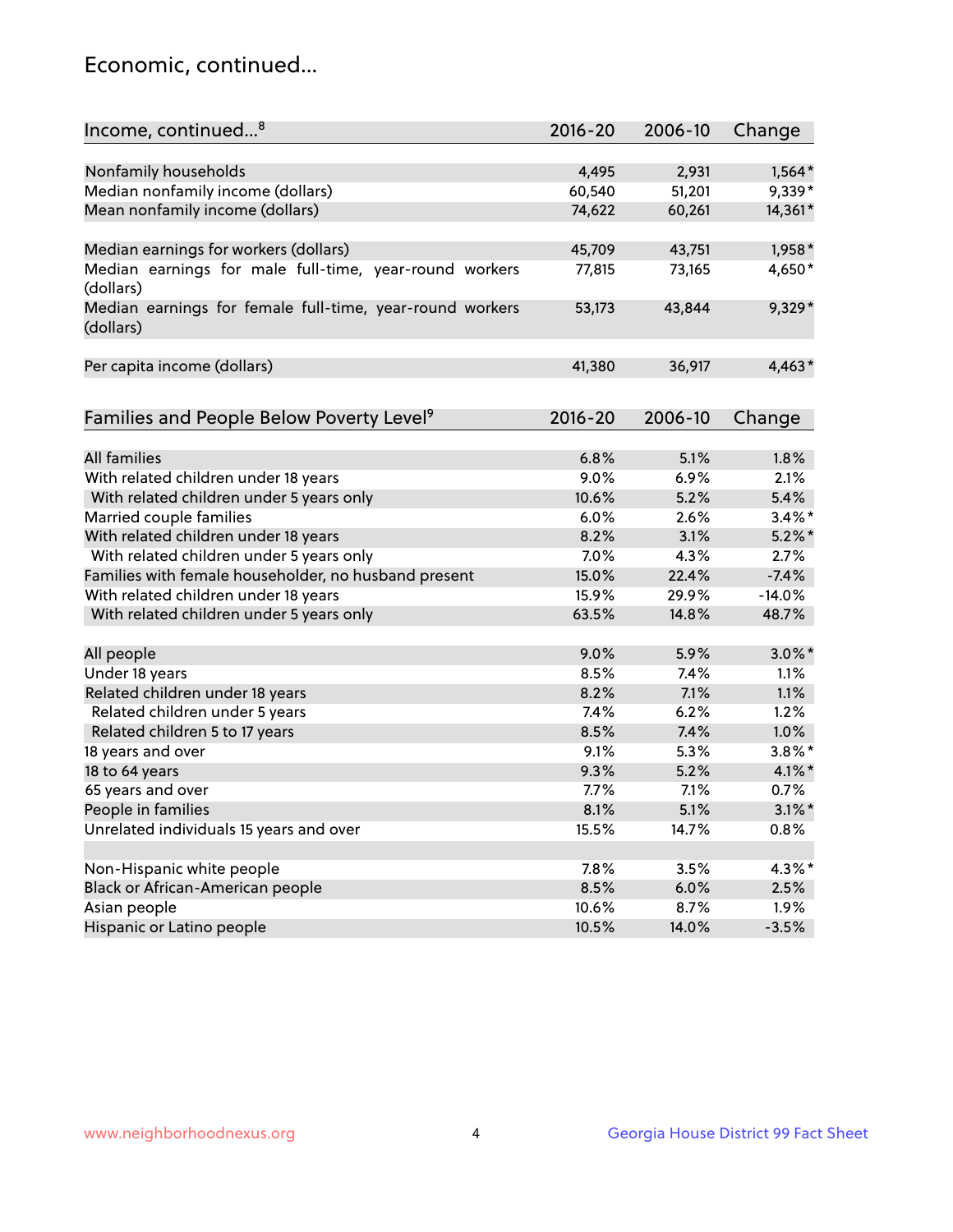## Economic, continued...

| Income, continued...[8] | 2016-20 | 2006-10 | Change |
|---|---|---|---|
| Nonfamily households | 4,495 | 2,931 | 1,564* |
| Median nonfamily income (dollars) | 60,540 | 51,201 | 9,339* |
| Mean nonfamily income (dollars) | 74,622 | 60,261 | 14,361* |
| Median earnings for workers (dollars) | 45,709 | 43,751 | 1,958* |
| Median earnings for male full-time, year-round workers (dollars) | 77,815 | 73,165 | 4,650* |
| Median earnings for female full-time, year-round workers (dollars) | 53,173 | 43,844 | 9,329* |
| Per capita income (dollars) | 41,380 | 36,917 | 4,463* |

| Families and People Below Poverty Level[9] | 2016-20 | 2006-10 | Change |
|---|---|---|---|
| All families | 6.8% | 5.1% | 1.8% |
| With related children under 18 years | 9.0% | 6.9% | 2.1% |
| With related children under 5 years only | 10.6% | 5.2% | 5.4% |
| Married couple families | 6.0% | 2.6% | 3.4%* |
| With related children under 18 years | 8.2% | 3.1% | 5.2%* |
| With related children under 5 years only | 7.0% | 4.3% | 2.7% |
| Families with female householder, no husband present | 15.0% | 22.4% | -7.4% |
| With related children under 18 years | 15.9% | 29.9% | -14.0% |
| With related children under 5 years only | 63.5% | 14.8% | 48.7% |
| All people | 9.0% | 5.9% | 3.0%* |
| Under 18 years | 8.5% | 7.4% | 1.1% |
| Related children under 18 years | 8.2% | 7.1% | 1.1% |
| Related children under 5 years | 7.4% | 6.2% | 1.2% |
| Related children 5 to 17 years | 8.5% | 7.4% | 1.0% |
| 18 years and over | 9.1% | 5.3% | 3.8%* |
| 18 to 64 years | 9.3% | 5.2% | 4.1%* |
| 65 years and over | 7.7% | 7.1% | 0.7% |
| People in families | 8.1% | 5.1% | 3.1%* |
| Unrelated individuals 15 years and over | 15.5% | 14.7% | 0.8% |
| Non-Hispanic white people | 7.8% | 3.5% | 4.3%* |
| Black or African-American people | 8.5% | 6.0% | 2.5% |
| Asian people | 10.6% | 8.7% | 1.9% |
| Hispanic or Latino people | 10.5% | 14.0% | -3.5% |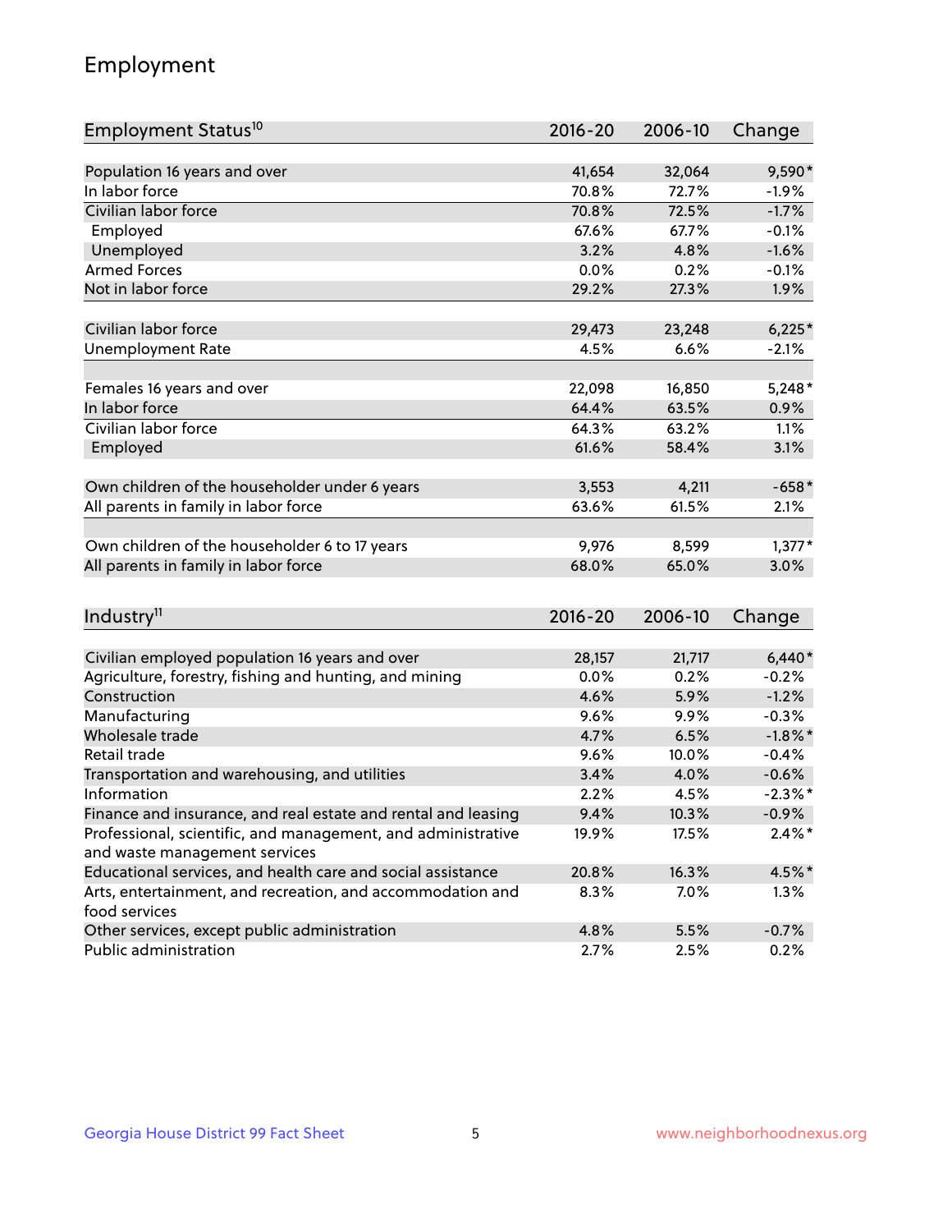## Employment

| Employment Status[10] | 2016-20 | 2006-10 | Change |
|---|---|---|---|
| Population 16 years and over | 41,654 | 32,064 | 9,590* |
| In labor force | 70.8% | 72.7% | -1.9% |
| Civilian labor force | 70.8% | 72.5% | -1.7% |
| Employed | 67.6% | 67.7% | -0.1% |
| Unemployed | 3.2% | 4.8% | -1.6% |
| Armed Forces | 0.0% | 0.2% | -0.1% |
| Not in labor force | 29.2% | 27.3% | 1.9% |
| | | | |
| Civilian labor force | 29,473 | 23,248 | 6,225* |
| Unemployment Rate | 4.5% | 6.6% | -2.1% |
| | | | |
| Females 16 years and over | 22,098 | 16,850 | 5,248* |
| In labor force | 64.4% | 63.5% | 0.9% |
| Civilian labor force | 64.3% | 63.2% | 1.1% |
| Employed | 61.6% | 58.4% | 3.1% |
| | | | |
| Own children of the householder under 6 years | 3,553 | 4,211 | -658* |
| All parents in family in labor force | 63.6% | 61.5% | 2.1% |
| | | | |
| Own children of the householder 6 to 17 years | 9,976 | 8,599 | 1,377* |
| All parents in family in labor force | 68.0% | 65.0% | 3.0% |

| Industry[11] | 2016-20 | 2006-10 | Change |
|---|---|---|---|
| Civilian employed population 16 years and over | 28,157 | 21,717 | 6,440* |
| Agriculture, forestry, fishing and hunting, and mining | 0.0% | 0.2% | -0.2% |
| Construction | 4.6% | 5.9% | -1.2% |
| Manufacturing | 9.6% | 9.9% | -0.3% |
| Wholesale trade | 4.7% | 6.5% | -1.8%* |
| Retail trade | 9.6% | 10.0% | -0.4% |
| Transportation and warehousing, and utilities | 3.4% | 4.0% | -0.6% |
| Information | 2.2% | 4.5% | -2.3%* |
| Finance and insurance, and real estate and rental and leasing | 9.4% | 10.3% | -0.9% |
| Professional, scientific, and management, and administrative and waste management services | 19.9% | 17.5% | 2.4%* |
| Educational services, and health care and social assistance | 20.8% | 16.3% | 4.5%* |
| Arts, entertainment, and recreation, and accommodation and food services | 8.3% | 7.0% | 1.3% |
| Other services, except public administration | 4.8% | 5.5% | -0.7% |
| Public administration | 2.7% | 2.5% | 0.2% |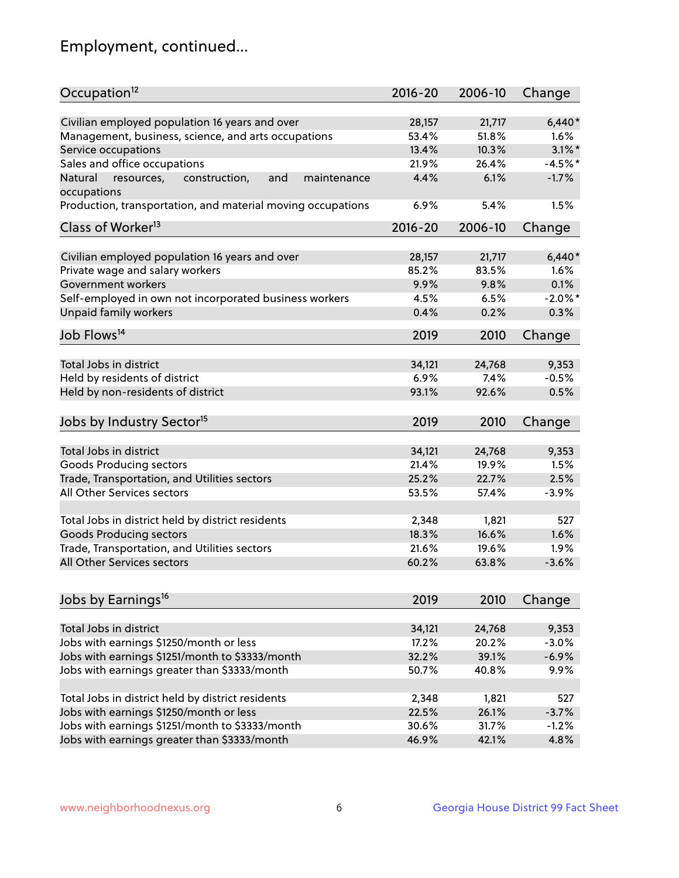## Employment, continued...

| Occupation[12] | 2016-20 | 2006-10 | Change |
|---|---|---|---|
| Civilian employed population 16 years and over | 28,157 | 21,717 | 6,440* |
| Management, business, science, and arts occupations | 53.4% | 51.8% | 1.6% |
| Service occupations | 13.4% | 10.3% | 3.1%* |
| Sales and office occupations | 21.9% | 26.4% | -4.5%* |
| Natural resources, construction, and maintenance occupations | 4.4% | 6.1% | -1.7% |
| Production, transportation, and material moving occupations | 6.9% | 5.4% | 1.5% |

| Class of Worker[13] | 2016-20 | 2006-10 | Change |
|---|---|---|---|
| Civilian employed population 16 years and over | 28,157 | 21,717 | 6,440* |
| Private wage and salary workers | 85.2% | 83.5% | 1.6% |
| Government workers | 9.9% | 9.8% | 0.1% |
| Self-employed in own not incorporated business workers | 4.5% | 6.5% | -2.0%* |
| Unpaid family workers | 0.4% | 0.2% | 0.3% |

| Job Flows[14] | 2019 | 2010 | Change |
|---|---|---|---|
| Total Jobs in district | 34,121 | 24,768 | 9,353 |
| Held by residents of district | 6.9% | 7.4% | -0.5% |
| Held by non-residents of district | 93.1% | 92.6% | 0.5% |

| Jobs by Industry Sector[15] | 2019 | 2010 | Change |
|---|---|---|---|
| Total Jobs in district | 34,121 | 24,768 | 9,353 |
| Goods Producing sectors | 21.4% | 19.9% | 1.5% |
| Trade, Transportation, and Utilities sectors | 25.2% | 22.7% | 2.5% |
| All Other Services sectors | 53.5% | 57.4% | -3.9% |
| | | | |
| Total Jobs in district held by district residents | 2,348 | 1,821 | 527 |
| Goods Producing sectors | 18.3% | 16.6% | 1.6% |
| Trade, Transportation, and Utilities sectors | 21.6% | 19.6% | 1.9% |
| All Other Services sectors | 60.2% | 63.8% | -3.6% |

| Jobs by Earnings[16] | 2019 | 2010 | Change |
|---|---|---|---|
| Total Jobs in district | 34,121 | 24,768 | 9,353 |
| Jobs with earnings $1250/month or less | 17.2% | 20.2% | -3.0% |
| Jobs with earnings $1251/month to $3333/month | 32.2% | 39.1% | -6.9% |
| Jobs with earnings greater than $3333/month | 50.7% | 40.8% | 9.9% |
| | | | |
| Total Jobs in district held by district residents | 2,348 | 1,821 | 527 |
| Jobs with earnings $1250/month or less | 22.5% | 26.1% | -3.7% |
| Jobs with earnings $1251/month to $3333/month | 30.6% | 31.7% | -1.2% |
| Jobs with earnings greater than $3333/month | 46.9% | 42.1% | 4.8% |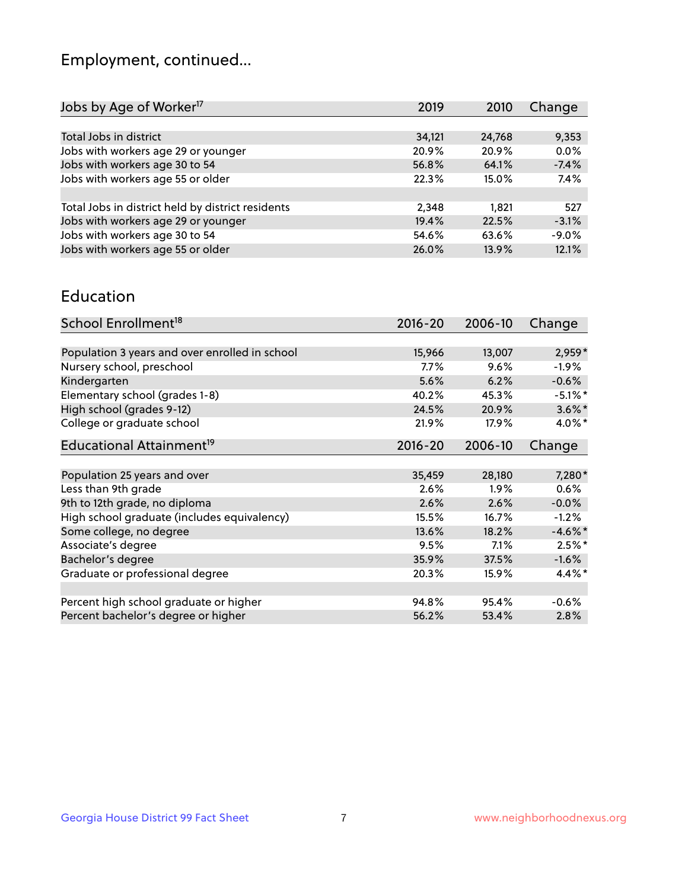# Employment, continued...

| Jobs by Age of Worker[17] | 2019 | 2010 | Change |
|---|---|---|---|
| Total Jobs in district | 34,121 | 24,768 | 9,353 |
| Jobs with workers age 29 or younger | 20.9% | 20.9% | 0.0% |
| Jobs with workers age 30 to 54 | 56.8% | 64.1% | -7.4% |
| Jobs with workers age 55 or older | 22.3% | 15.0% | 7.4% |
| | | | |
| Total Jobs in district held by district residents | 2,348 | 1,821 | 527 |
| Jobs with workers age 29 or younger | 19.4% | 22.5% | -3.1% |
| Jobs with workers age 30 to 54 | 54.6% | 63.6% | -9.0% |
| Jobs with workers age 55 or older | 26.0% | 13.9% | 12.1% |

## Education

| School Enrollment[18] | 2016-20 | 2006-10 | Change |
|---|---|---|---|
| Population 3 years and over enrolled in school | 15,966 | 13,007 | 2,959* |
| Nursery school, preschool | 7.7% | 9.6% | -1.9% |
| Kindergarten | 5.6% | 6.2% | -0.6% |
| Elementary school (grades 1-8) | 40.2% | 45.3% | -5.1%* |
| High school (grades 9-12) | 24.5% | 20.9% | 3.6%* |
| College or graduate school | 21.9% | 17.9% | 4.0%* |

| Educational Attainment[19] | 2016-20 | 2006-10 | Change |
|---|---|---|---|
| Population 25 years and over | 35,459 | 28,180 | 7,280* |
| Less than 9th grade | 2.6% | 1.9% | 0.6% |
| 9th to 12th grade, no diploma | 2.6% | 2.6% | -0.0% |
| High school graduate (includes equivalency) | 15.5% | 16.7% | -1.2% |
| Some college, no degree | 13.6% | 18.2% | -4.6%* |
| Associate's degree | 9.5% | 7.1% | 2.5%* |
| Bachelor's degree | 35.9% | 37.5% | -1.6% |
| Graduate or professional degree | 20.3% | 15.9% | 4.4%* |
| | | | |
| Percent high school graduate or higher | 94.8% | 95.4% | -0.6% |
| Percent bachelor's degree or higher | 56.2% | 53.4% | 2.8% |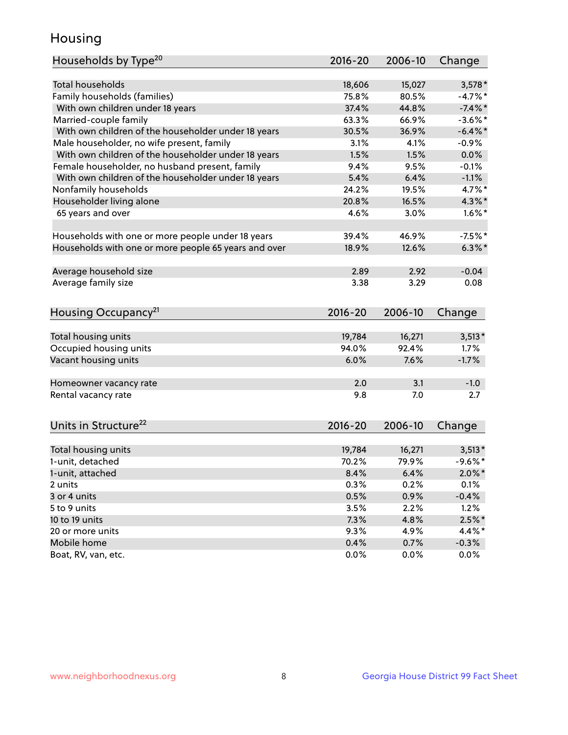## Housing

| Households by Type[20] | 2016-20 | 2006-10 | Change |
|---|---|---|---|
| Total households | 18,606 | 15,027 | 3,578* |
| Family households (families) | 75.8% | 80.5% | -4.7%* |
| With own children under 18 years | 37.4% | 44.8% | -7.4%* |
| Married-couple family | 63.3% | 66.9% | -3.6%* |
| With own children of the householder under 18 years | 30.5% | 36.9% | -6.4%* |
| Male householder, no wife present, family | 3.1% | 4.1% | -0.9% |
| With own children of the householder under 18 years | 1.5% | 1.5% | 0.0% |
| Female householder, no husband present, family | 9.4% | 9.5% | -0.1% |
| With own children of the householder under 18 years | 5.4% | 6.4% | -1.1% |
| Nonfamily households | 24.2% | 19.5% | 4.7%* |
| Householder living alone | 20.8% | 16.5% | 4.3%* |
| 65 years and over | 4.6% | 3.0% | 1.6%* |
| | | | |
| Households with one or more people under 18 years | 39.4% | 46.9% | -7.5%* |
| Households with one or more people 65 years and over | 18.9% | 12.6% | 6.3%* |
| | | | |
| Average household size | 2.89 | 2.92 | -0.04 |
| Average family size | 3.38 | 3.29 | 0.08 |

| Housing Occupancy[21] | 2016-20 | 2006-10 | Change |
|---|---|---|---|
| Total housing units | 19,784 | 16,271 | 3,513* |
| Occupied housing units | 94.0% | 92.4% | 1.7% |
| Vacant housing units | 6.0% | 7.6% | -1.7% |
| | | | |
| Homeowner vacancy rate | 2.0 | 3.1 | -1.0 |
| Rental vacancy rate | 9.8 | 7.0 | 2.7 |

| Units in Structure[22] | 2016-20 | 2006-10 | Change |
|---|---|---|---|
| Total housing units | 19,784 | 16,271 | 3,513* |
| 1-unit, detached | 70.2% | 79.9% | -9.6%* |
| 1-unit, attached | 8.4% | 6.4% | 2.0%* |
| 2 units | 0.3% | 0.2% | 0.1% |
| 3 or 4 units | 0.5% | 0.9% | -0.4% |
| 5 to 9 units | 3.5% | 2.2% | 1.2% |
| 10 to 19 units | 7.3% | 4.8% | 2.5%* |
| 20 or more units | 9.3% | 4.9% | 4.4%* |
| Mobile home | 0.4% | 0.7% | -0.3% |
| Boat, RV, van, etc. | 0.0% | 0.0% | 0.0% |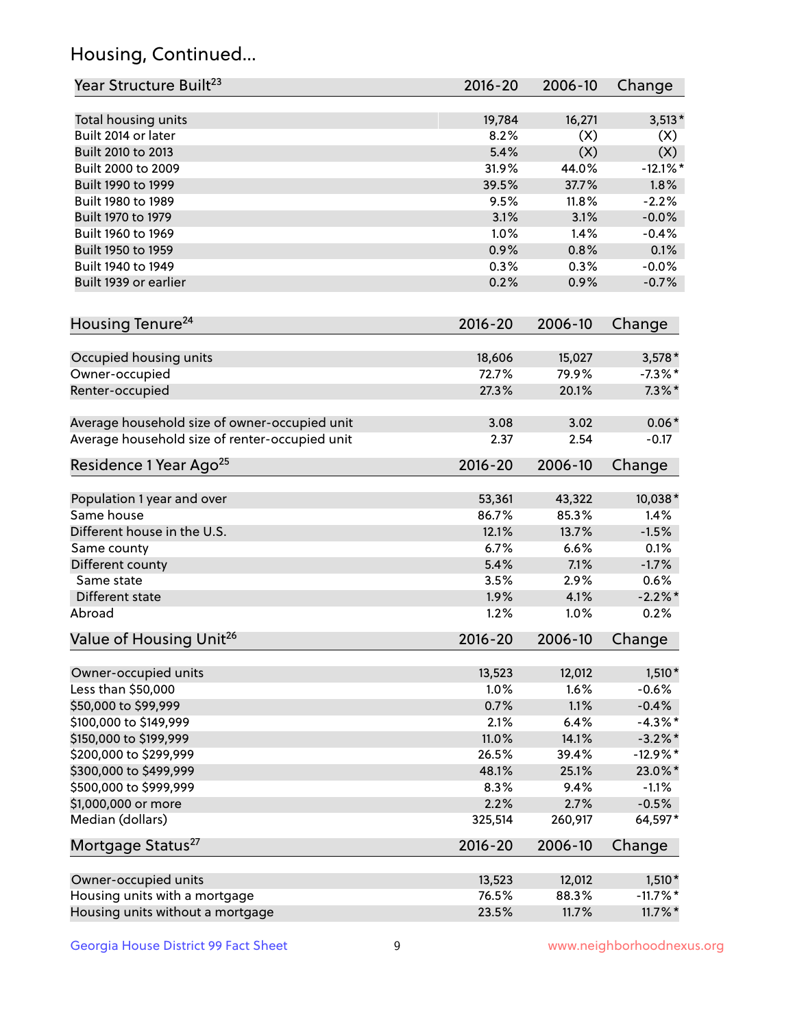## Housing, Continued...

| Year Structure Built[23] | 2016-20 | 2006-10 | Change |
|---|---|---|---|
| Total housing units | 19,784 | 16,271 | 3,513* |
| Built 2014 or later | 8.2% | (X) | (X) |
| Built 2010 to 2013 | 5.4% | (X) | (X) |
| Built 2000 to 2009 | 31.9% | 44.0% | -12.1%* |
| Built 1990 to 1999 | 39.5% | 37.7% | 1.8% |
| Built 1980 to 1989 | 9.5% | 11.8% | -2.2% |
| Built 1970 to 1979 | 3.1% | 3.1% | -0.0% |
| Built 1960 to 1969 | 1.0% | 1.4% | -0.4% |
| Built 1950 to 1959 | 0.9% | 0.8% | 0.1% |
| Built 1940 to 1949 | 0.3% | 0.3% | -0.0% |
| Built 1939 or earlier | 0.2% | 0.9% | -0.7% |

| Housing Tenure[24] | 2016-20 | 2006-10 | Change |
|---|---|---|---|
| Occupied housing units | 18,606 | 15,027 | 3,578* |
| Owner-occupied | 72.7% | 79.9% | -7.3%* |
| Renter-occupied | 27.3% | 20.1% | 7.3%* |
| Average household size of owner-occupied unit | 3.08 | 3.02 | 0.06* |
| Average household size of renter-occupied unit | 2.37 | 2.54 | -0.17 |

| Residence 1 Year Ago[25] | 2016-20 | 2006-10 | Change |
|---|---|---|---|
| Population 1 year and over | 53,361 | 43,322 | 10,038* |
| Same house | 86.7% | 85.3% | 1.4% |
| Different house in the U.S. | 12.1% | 13.7% | -1.5% |
| Same county | 6.7% | 6.6% | 0.1% |
| Different county | 5.4% | 7.1% | -1.7% |
| Same state | 3.5% | 2.9% | 0.6% |
| Different state | 1.9% | 4.1% | -2.2%* |
| Abroad | 1.2% | 1.0% | 0.2% |

| Value of Housing Unit[26] | 2016-20 | 2006-10 | Change |
|---|---|---|---|
| Owner-occupied units | 13,523 | 12,012 | 1,510* |
| Less than $50,000 | 1.0% | 1.6% | -0.6% |
| $50,000 to $99,999 | 0.7% | 1.1% | -0.4% |
| $100,000 to $149,999 | 2.1% | 6.4% | -4.3%* |
| $150,000 to $199,999 | 11.0% | 14.1% | -3.2%* |
| $200,000 to $299,999 | 26.5% | 39.4% | -12.9%* |
| $300,000 to $499,999 | 48.1% | 25.1% | 23.0%* |
| $500,000 to $999,999 | 8.3% | 9.4% | -1.1% |
| $1,000,000 or more | 2.2% | 2.7% | -0.5% |
| Median (dollars) | 325,514 | 260,917 | 64,597* |

| Mortgage Status[27] | 2016-20 | 2006-10 | Change |
|---|---|---|---|
| Owner-occupied units | 13,523 | 12,012 | 1,510* |
| Housing units with a mortgage | 76.5% | 88.3% | -11.7%* |
| Housing units without a mortgage | 23.5% | 11.7% | 11.7%* |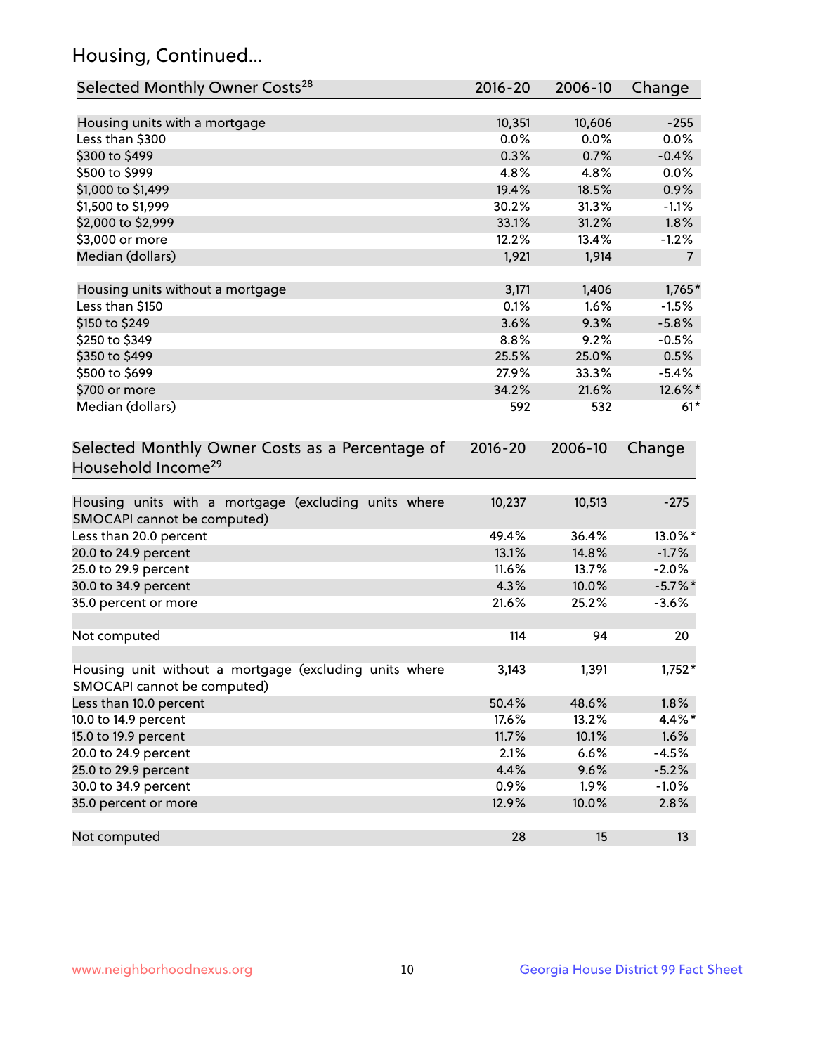## Housing, Continued...

| Selected Monthly Owner Costs[28] | 2016-20 | 2006-10 | Change |
|---|---|---|---|
| Housing units with a mortgage | 10,351 | 10,606 | -255 |
| Less than $300 | 0.0% | 0.0% | 0.0% |
| $300 to $499 | 0.3% | 0.7% | -0.4% |
| $500 to $999 | 4.8% | 4.8% | 0.0% |
| $1,000 to $1,499 | 19.4% | 18.5% | 0.9% |
| $1,500 to $1,999 | 30.2% | 31.3% | -1.1% |
| $2,000 to $2,999 | 33.1% | 31.2% | 1.8% |
| $3,000 or more | 12.2% | 13.4% | -1.2% |
| Median (dollars) | 1,921 | 1,914 | 7 |
| Housing units without a mortgage | 3,171 | 1,406 | 1,765* |
| Less than $150 | 0.1% | 1.6% | -1.5% |
| $150 to $249 | 3.6% | 9.3% | -5.8% |
| $250 to $349 | 8.8% | 9.2% | -0.5% |
| $350 to $499 | 25.5% | 25.0% | 0.5% |
| $500 to $699 | 27.9% | 33.3% | -5.4% |
| $700 or more | 34.2% | 21.6% | 12.6%* |
| Median (dollars) | 592 | 532 | 61* |

| Selected Monthly Owner Costs as a Percentage of Household Income[29] | 2016-20 | 2006-10 | Change |
|---|---|---|---|
| Housing units with a mortgage (excluding units where SMOCAPI cannot be computed) | 10,237 | 10,513 | -275 |
| Less than 20.0 percent | 49.4% | 36.4% | 13.0%* |
| 20.0 to 24.9 percent | 13.1% | 14.8% | -1.7% |
| 25.0 to 29.9 percent | 11.6% | 13.7% | -2.0% |
| 30.0 to 34.9 percent | 4.3% | 10.0% | -5.7%* |
| 35.0 percent or more | 21.6% | 25.2% | -3.6% |
| Not computed | 114 | 94 | 20 |
| Housing unit without a mortgage (excluding units where SMOCAPI cannot be computed) | 3,143 | 1,391 | 1,752* |
| Less than 10.0 percent | 50.4% | 48.6% | 1.8% |
| 10.0 to 14.9 percent | 17.6% | 13.2% | 4.4%* |
| 15.0 to 19.9 percent | 11.7% | 10.1% | 1.6% |
| 20.0 to 24.9 percent | 2.1% | 6.6% | -4.5% |
| 25.0 to 29.9 percent | 4.4% | 9.6% | -5.2% |
| 30.0 to 34.9 percent | 0.9% | 1.9% | -1.0% |
| 35.0 percent or more | 12.9% | 10.0% | 2.8% |
| Not computed | 28 | 15 | 13 |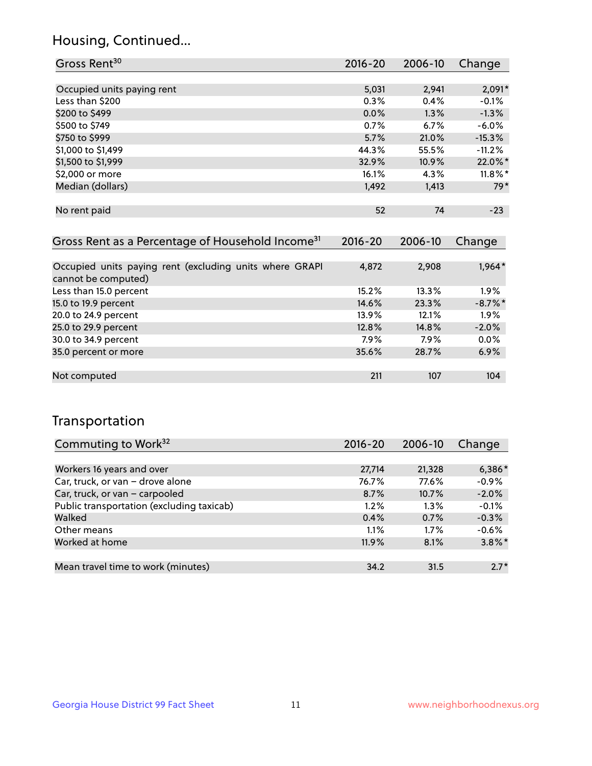# Housing, Continued...

| Gross Rent[30] | 2016-20 | 2006-10 | Change |
|---|---|---|---|
| Occupied units paying rent | 5,031 | 2,941 | 2,091* |
| Less than $200 | 0.3% | 0.4% | -0.1% |
| $200 to $499 | 0.0% | 1.3% | -1.3% |
| $500 to $749 | 0.7% | 6.7% | -6.0% |
| $750 to $999 | 5.7% | 21.0% | -15.3% |
| $1,000 to $1,499 | 44.3% | 55.5% | -11.2% |
| $1,500 to $1,999 | 32.9% | 10.9% | 22.0%* |
| $2,000 or more | 16.1% | 4.3% | 11.8%* |
| Median (dollars) | 1,492 | 1,413 | 79* |
| No rent paid | 52 | 74 | -23 |

| Gross Rent as a Percentage of Household Income[31] | 2016-20 | 2006-10 | Change |
|---|---|---|---|
| Occupied units paying rent (excluding units where GRAPI cannot be computed) | 4,872 | 2,908 | 1,964* |
| Less than 15.0 percent | 15.2% | 13.3% | 1.9% |
| 15.0 to 19.9 percent | 14.6% | 23.3% | -8.7%* |
| 20.0 to 24.9 percent | 13.9% | 12.1% | 1.9% |
| 25.0 to 29.9 percent | 12.8% | 14.8% | -2.0% |
| 30.0 to 34.9 percent | 7.9% | 7.9% | 0.0% |
| 35.0 percent or more | 35.6% | 28.7% | 6.9% |
| Not computed | 211 | 107 | 104 |

# Transportation

| Commuting to Work[32] | 2016-20 | 2006-10 | Change |
|---|---|---|---|
| Workers 16 years and over | 27,714 | 21,328 | 6,386* |
| Car, truck, or van – drove alone | 76.7% | 77.6% | -0.9% |
| Car, truck, or van – carpooled | 8.7% | 10.7% | -2.0% |
| Public transportation (excluding taxicab) | 1.2% | 1.3% | -0.1% |
| Walked | 0.4% | 0.7% | -0.3% |
| Other means | 1.1% | 1.7% | -0.6% |
| Worked at home | 11.9% | 8.1% | 3.8%* |
| Mean travel time to work (minutes) | 34.2 | 31.5 | 2.7* |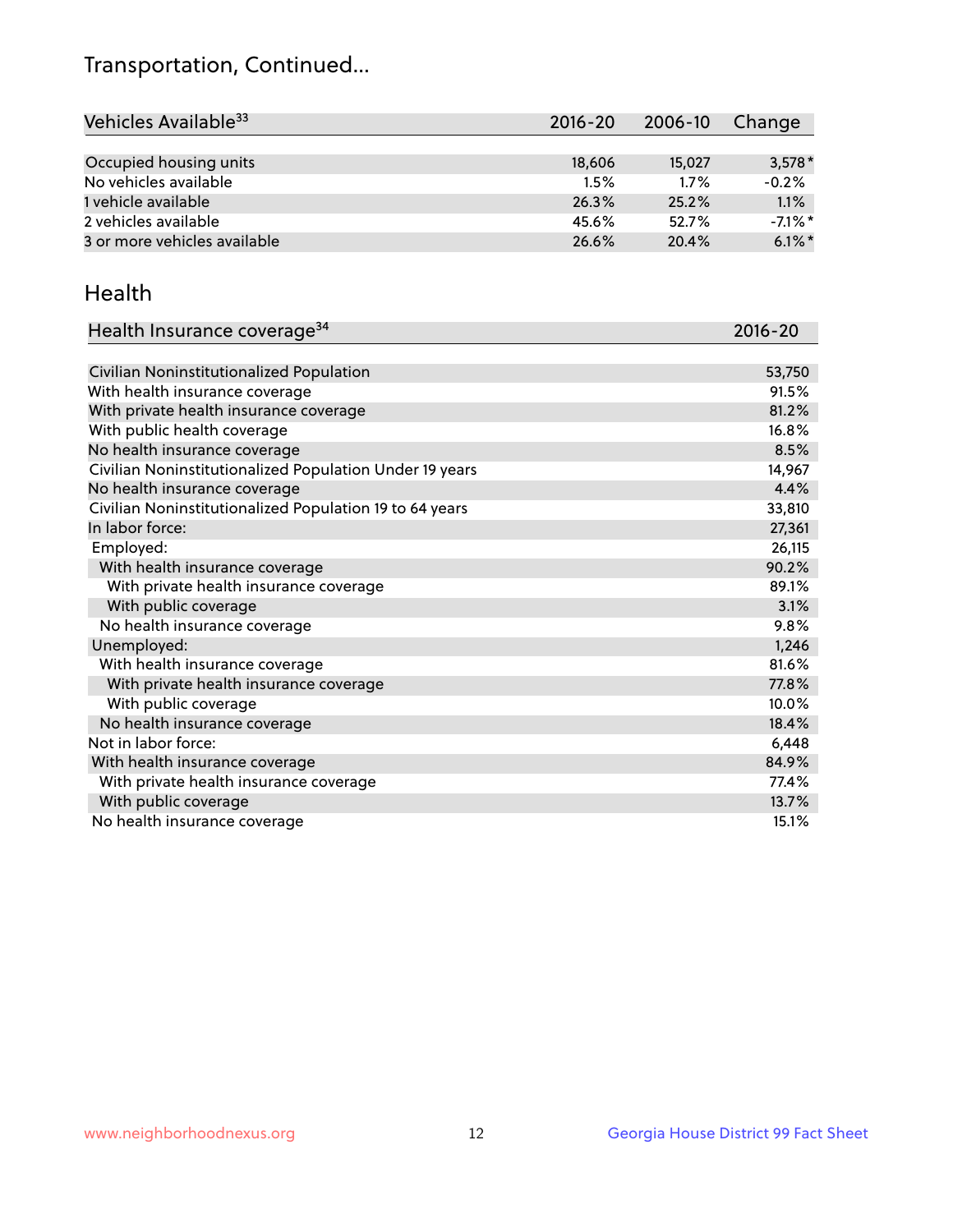# Transportation, Continued...

| Vehicles Available[33] | 2016-20 | 2006-10 | Change |
|---|---|---|---|
| Occupied housing units | 18,606 | 15,027 | 3,578* |
| No vehicles available | 1.5% | 1.7% | -0.2% |
| 1 vehicle available | 26.3% | 25.2% | 1.1% |
| 2 vehicles available | 45.6% | 52.7% | -7.1%* |
| 3 or more vehicles available | 26.6% | 20.4% | 6.1%* |

## Health

| Health Insurance coverage[34] | 2016-20 |
|---|---|
| Civilian Noninstitutionalized Population | 53,750 |
| With health insurance coverage | 91.5% |
| With private health insurance coverage | 81.2% |
| With public health coverage | 16.8% |
| No health insurance coverage | 8.5% |
| Civilian Noninstitutionalized Population Under 19 years | 14,967 |
| No health insurance coverage | 4.4% |
| Civilian Noninstitutionalized Population 19 to 64 years | 33,810 |
| In labor force: | 27,361 |
| Employed: | 26,115 |
| With health insurance coverage | 90.2% |
| With private health insurance coverage | 89.1% |
| With public coverage | 3.1% |
| No health insurance coverage | 9.8% |
| Unemployed: | 1,246 |
| With health insurance coverage | 81.6% |
| With private health insurance coverage | 77.8% |
| With public coverage | 10.0% |
| No health insurance coverage | 18.4% |
| Not in labor force: | 6,448 |
| With health insurance coverage | 84.9% |
| With private health insurance coverage | 77.4% |
| With public coverage | 13.7% |
| No health insurance coverage | 15.1% |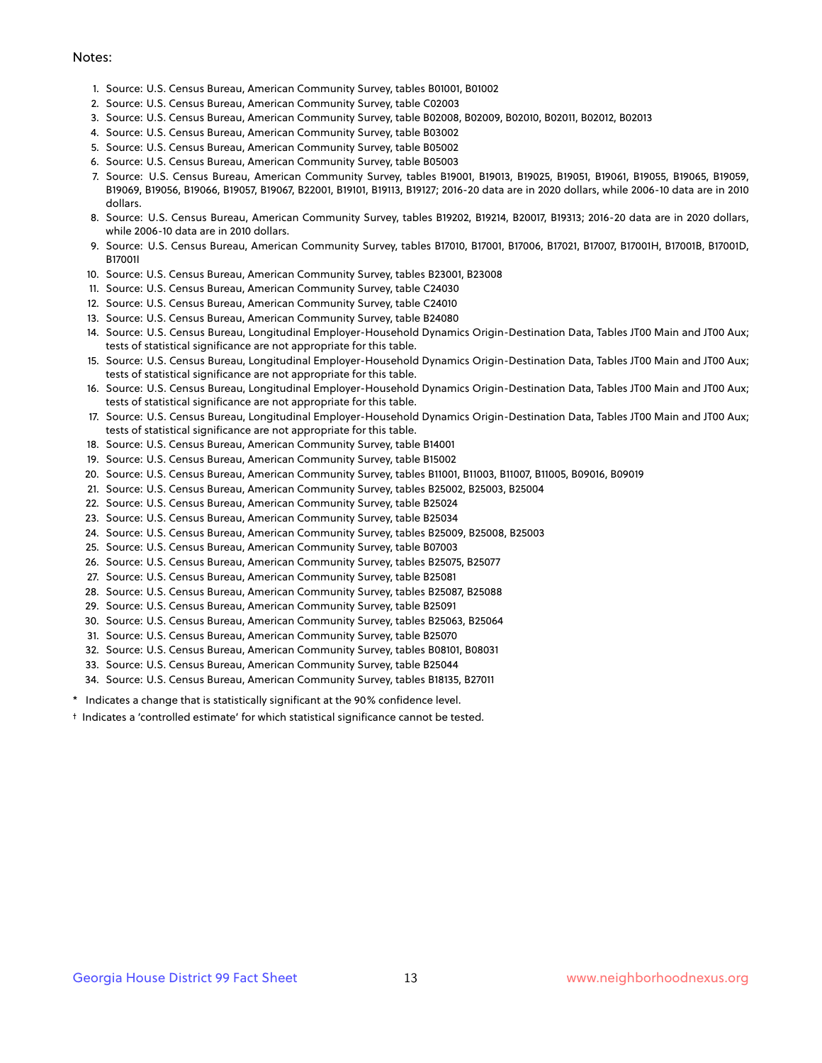Notes:

1. Source: U.S. Census Bureau, American Community Survey, tables B01001, B01002
2. Source: U.S. Census Bureau, American Community Survey, table C02003
3. Source: U.S. Census Bureau, American Community Survey, table B02008, B02009, B02010, B02011, B02012, B02013
4. Source: U.S. Census Bureau, American Community Survey, table B03002
5. Source: U.S. Census Bureau, American Community Survey, table B05002
6. Source: U.S. Census Bureau, American Community Survey, table B05003
7. Source: U.S. Census Bureau, American Community Survey, tables B19001, B19013, B19025, B19051, B19061, B19055, B19065, B19059, B19069, B19056, B19066, B19057, B19067, B22001, B19101, B19113, B19127; 2016-20 data are in 2020 dollars, while 2006-10 data are in 2010 dollars.
8. Source: U.S. Census Bureau, American Community Survey, tables B19202, B19214, B20017, B19313; 2016-20 data are in 2020 dollars, while 2006-10 data are in 2010 dollars.
9. Source: U.S. Census Bureau, American Community Survey, tables B17010, B17001, B17006, B17021, B17007, B17001H, B17001B, B17001D, B17001I
10. Source: U.S. Census Bureau, American Community Survey, tables B23001, B23008
11. Source: U.S. Census Bureau, American Community Survey, table C24030
12. Source: U.S. Census Bureau, American Community Survey, table C24010
13. Source: U.S. Census Bureau, American Community Survey, table B24080
14. Source: U.S. Census Bureau, Longitudinal Employer-Household Dynamics Origin-Destination Data, Tables JT00 Main and JT00 Aux; tests of statistical significance are not appropriate for this table.
15. Source: U.S. Census Bureau, Longitudinal Employer-Household Dynamics Origin-Destination Data, Tables JT00 Main and JT00 Aux; tests of statistical significance are not appropriate for this table.
16. Source: U.S. Census Bureau, Longitudinal Employer-Household Dynamics Origin-Destination Data, Tables JT00 Main and JT00 Aux; tests of statistical significance are not appropriate for this table.
17. Source: U.S. Census Bureau, Longitudinal Employer-Household Dynamics Origin-Destination Data, Tables JT00 Main and JT00 Aux; tests of statistical significance are not appropriate for this table.
18. Source: U.S. Census Bureau, American Community Survey, table B14001
19. Source: U.S. Census Bureau, American Community Survey, table B15002
20. Source: U.S. Census Bureau, American Community Survey, tables B11001, B11003, B11007, B11005, B09016, B09019
21. Source: U.S. Census Bureau, American Community Survey, tables B25002, B25003, B25004
22. Source: U.S. Census Bureau, American Community Survey, table B25024
23. Source: U.S. Census Bureau, American Community Survey, table B25034
24. Source: U.S. Census Bureau, American Community Survey, tables B25009, B25008, B25003
25. Source: U.S. Census Bureau, American Community Survey, table B07003
26. Source: U.S. Census Bureau, American Community Survey, tables B25075, B25077
27. Source: U.S. Census Bureau, American Community Survey, table B25081
28. Source: U.S. Census Bureau, American Community Survey, tables B25087, B25088
29. Source: U.S. Census Bureau, American Community Survey, table B25091
30. Source: U.S. Census Bureau, American Community Survey, tables B25063, B25064
31. Source: U.S. Census Bureau, American Community Survey, table B25070
32. Source: U.S. Census Bureau, American Community Survey, tables B08101, B08031
33. Source: U.S. Census Bureau, American Community Survey, table B25044
34. Source: U.S. Census Bureau, American Community Survey, tables B18135, B27011

\* Indicates a change that is statistically significant at the 90% confidence level.

† Indicates a 'controlled estimate' for which statistical significance cannot be tested.